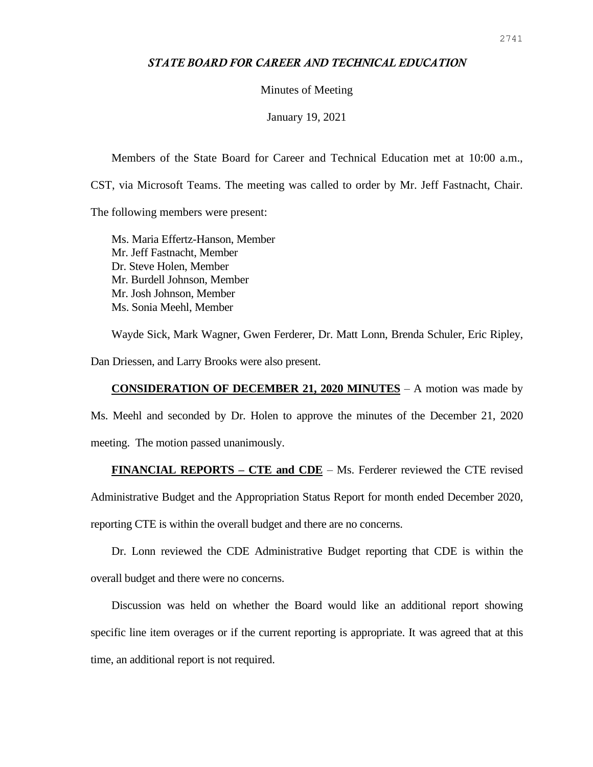## *STATE BOARD FOR CAREER AND TECHNICAL EDUCATION*

Minutes of Meeting

January 19, 2021

Members of the State Board for Career and Technical Education met at 10:00 a.m., CST, via Microsoft Teams. The meeting was called to order by Mr. Jeff Fastnacht, Chair. The following members were present:

Ms. Maria Effertz-Hanson, Member
Mr. Jeff Fastnacht, Member
Dr. Steve Holen, Member
Mr. Burdell Johnson, Member
Mr. Josh Johnson, Member
Ms. Sonia Meehl, Member

Wayde Sick, Mark Wagner, Gwen Ferderer, Dr. Matt Lonn, Brenda Schuler, Eric Ripley, Dan Driessen, and Larry Brooks were also present.

**CONSIDERATION OF DECEMBER 21, 2020 MINUTES** – A motion was made by Ms. Meehl and seconded by Dr. Holen to approve the minutes of the December 21, 2020 meeting. The motion passed unanimously.

**FINANCIAL REPORTS – CTE and CDE** – Ms. Ferderer reviewed the CTE revised Administrative Budget and the Appropriation Status Report for month ended December 2020, reporting CTE is within the overall budget and there are no concerns.

Dr. Lonn reviewed the CDE Administrative Budget reporting that CDE is within the overall budget and there were no concerns.

Discussion was held on whether the Board would like an additional report showing specific line item overages or if the current reporting is appropriate. It was agreed that at this time, an additional report is not required.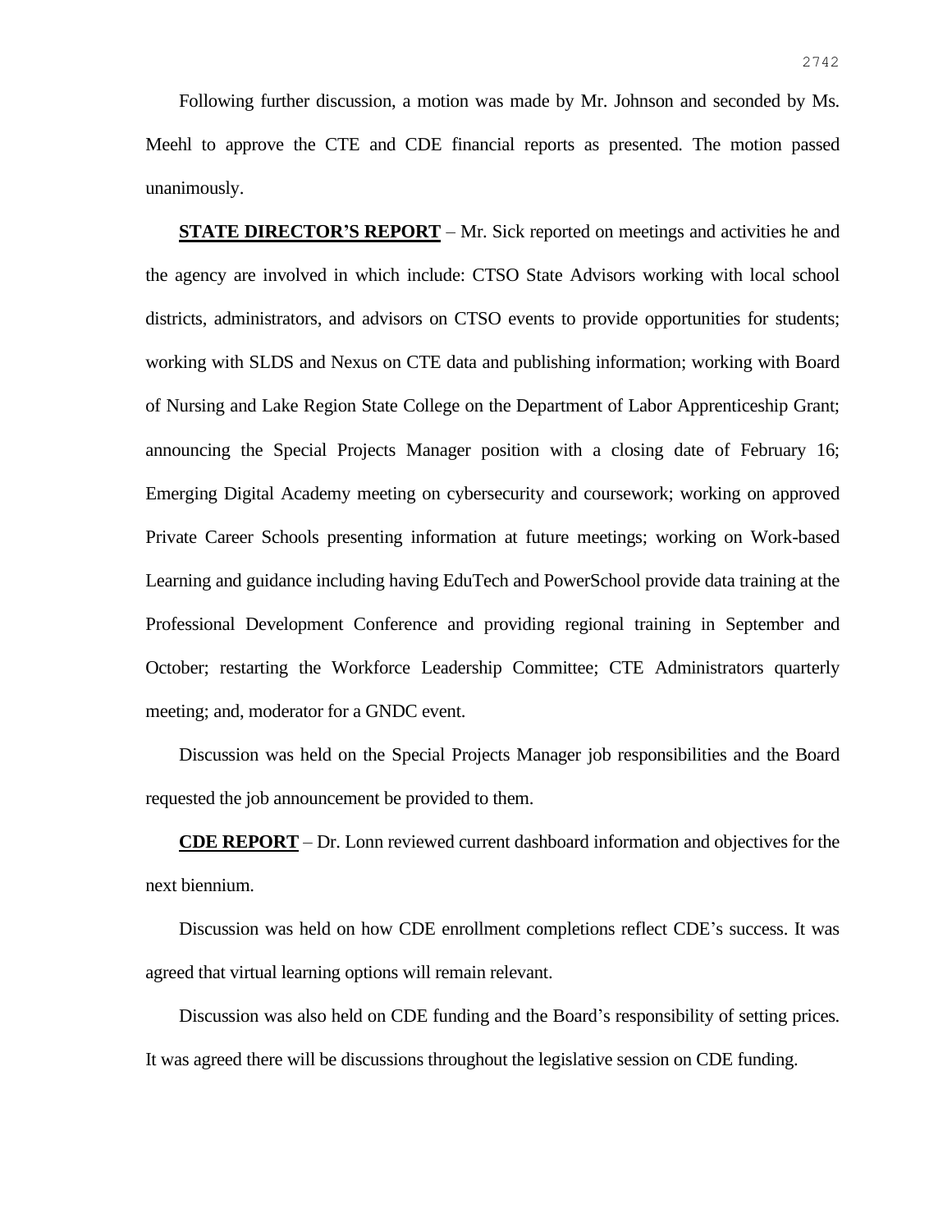Following further discussion, a motion was made by Mr. Johnson and seconded by Ms. Meehl to approve the CTE and CDE financial reports as presented. The motion passed unanimously.

**STATE DIRECTOR'S REPORT** – Mr. Sick reported on meetings and activities he and the agency are involved in which include: CTSO State Advisors working with local school districts, administrators, and advisors on CTSO events to provide opportunities for students; working with SLDS and Nexus on CTE data and publishing information; working with Board of Nursing and Lake Region State College on the Department of Labor Apprenticeship Grant; announcing the Special Projects Manager position with a closing date of February 16; Emerging Digital Academy meeting on cybersecurity and coursework; working on approved Private Career Schools presenting information at future meetings; working on Work-based Learning and guidance including having EduTech and PowerSchool provide data training at the Professional Development Conference and providing regional training in September and October; restarting the Workforce Leadership Committee; CTE Administrators quarterly meeting; and, moderator for a GNDC event.

Discussion was held on the Special Projects Manager job responsibilities and the Board requested the job announcement be provided to them.

**CDE REPORT** – Dr. Lonn reviewed current dashboard information and objectives for the next biennium.

Discussion was held on how CDE enrollment completions reflect CDE's success. It was agreed that virtual learning options will remain relevant.

Discussion was also held on CDE funding and the Board's responsibility of setting prices. It was agreed there will be discussions throughout the legislative session on CDE funding.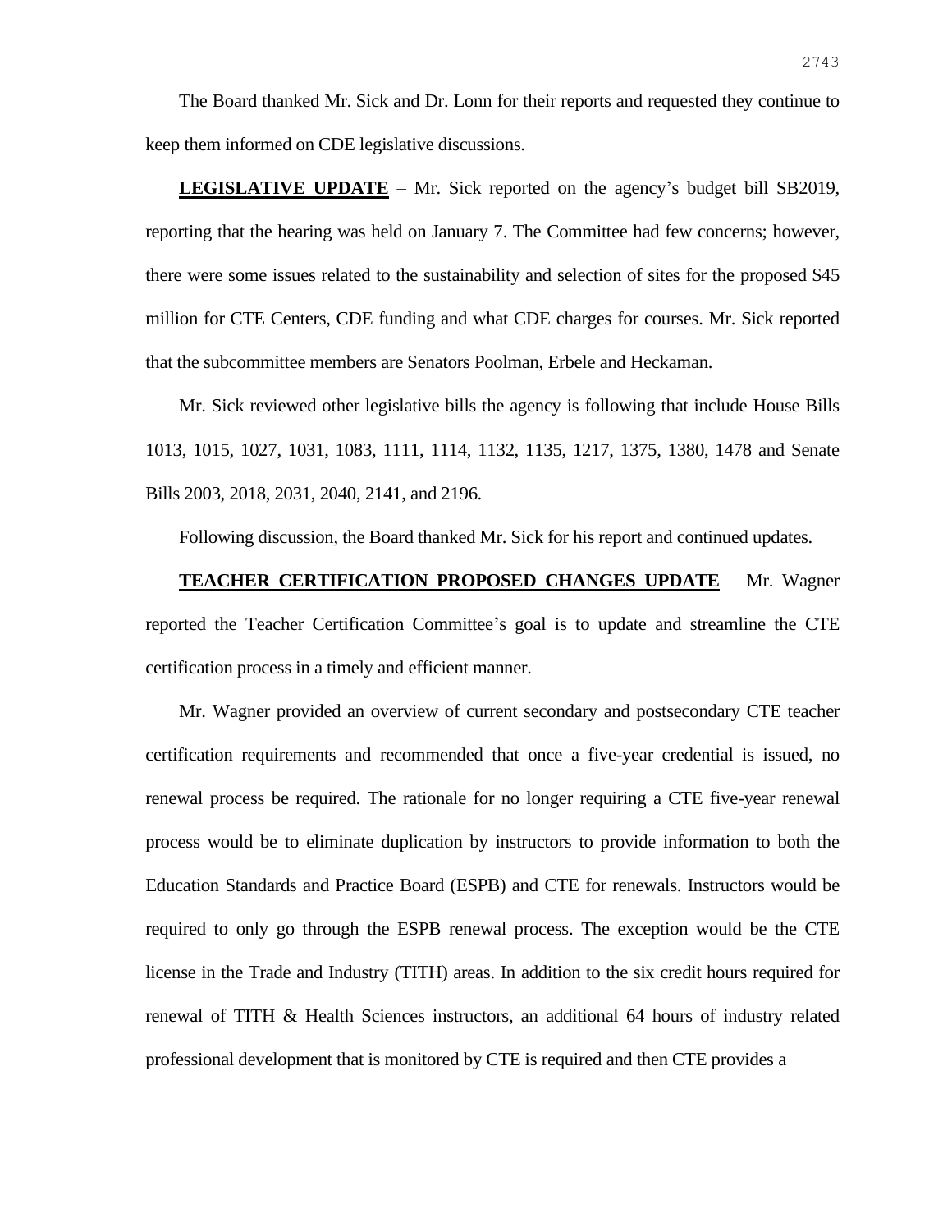The Board thanked Mr. Sick and Dr. Lonn for their reports and requested they continue to keep them informed on CDE legislative discussions.

**LEGISLATIVE UPDATE** – Mr. Sick reported on the agency's budget bill SB2019, reporting that the hearing was held on January 7. The Committee had few concerns; however, there were some issues related to the sustainability and selection of sites for the proposed $45 million for CTE Centers, CDE funding and what CDE charges for courses. Mr. Sick reported that the subcommittee members are Senators Poolman, Erbele and Heckaman.

Mr. Sick reviewed other legislative bills the agency is following that include House Bills 1013, 1015, 1027, 1031, 1083, 1111, 1114, 1132, 1135, 1217, 1375, 1380, 1478 and Senate Bills 2003, 2018, 2031, 2040, 2141, and 2196.

Following discussion, the Board thanked Mr. Sick for his report and continued updates.

**TEACHER CERTIFICATION PROPOSED CHANGES UPDATE** – Mr. Wagner reported the Teacher Certification Committee's goal is to update and streamline the CTE certification process in a timely and efficient manner.

Mr. Wagner provided an overview of current secondary and postsecondary CTE teacher certification requirements and recommended that once a five-year credential is issued, no renewal process be required. The rationale for no longer requiring a CTE five-year renewal process would be to eliminate duplication by instructors to provide information to both the Education Standards and Practice Board (ESPB) and CTE for renewals. Instructors would be required to only go through the ESPB renewal process. The exception would be the CTE license in the Trade and Industry (TITH) areas. In addition to the six credit hours required for renewal of TITH & Health Sciences instructors, an additional 64 hours of industry related professional development that is monitored by CTE is required and then CTE provides a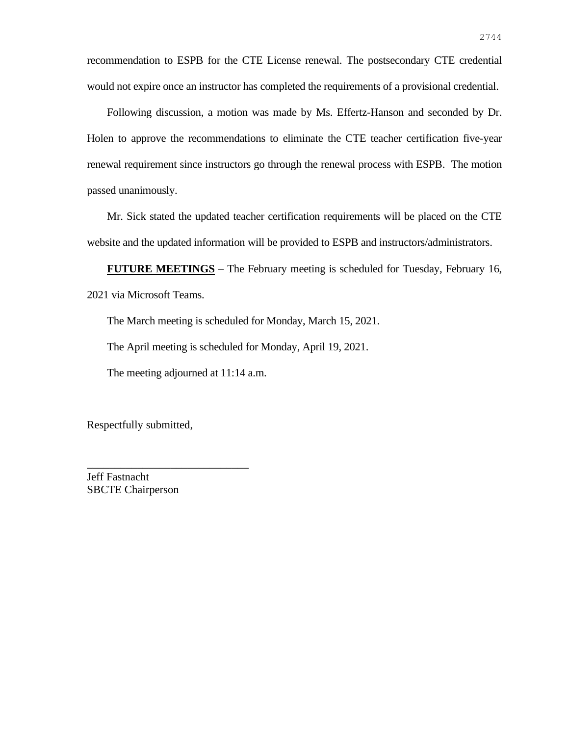recommendation to ESPB for the CTE License renewal. The postsecondary CTE credential would not expire once an instructor has completed the requirements of a provisional credential.

Following discussion, a motion was made by Ms. Effertz-Hanson and seconded by Dr. Holen to approve the recommendations to eliminate the CTE teacher certification five-year renewal requirement since instructors go through the renewal process with ESPB. The motion passed unanimously.

Mr. Sick stated the updated teacher certification requirements will be placed on the CTE website and the updated information will be provided to ESPB and instructors/administrators.

**FUTURE MEETINGS** – The February meeting is scheduled for Tuesday, February 16, 2021 via Microsoft Teams.

The March meeting is scheduled for Monday, March 15, 2021.

The April meeting is scheduled for Monday, April 19, 2021.

The meeting adjourned at 11:14 a.m.

Respectfully submitted,

_____________________________

Jeff Fastnacht
SBCTE Chairperson